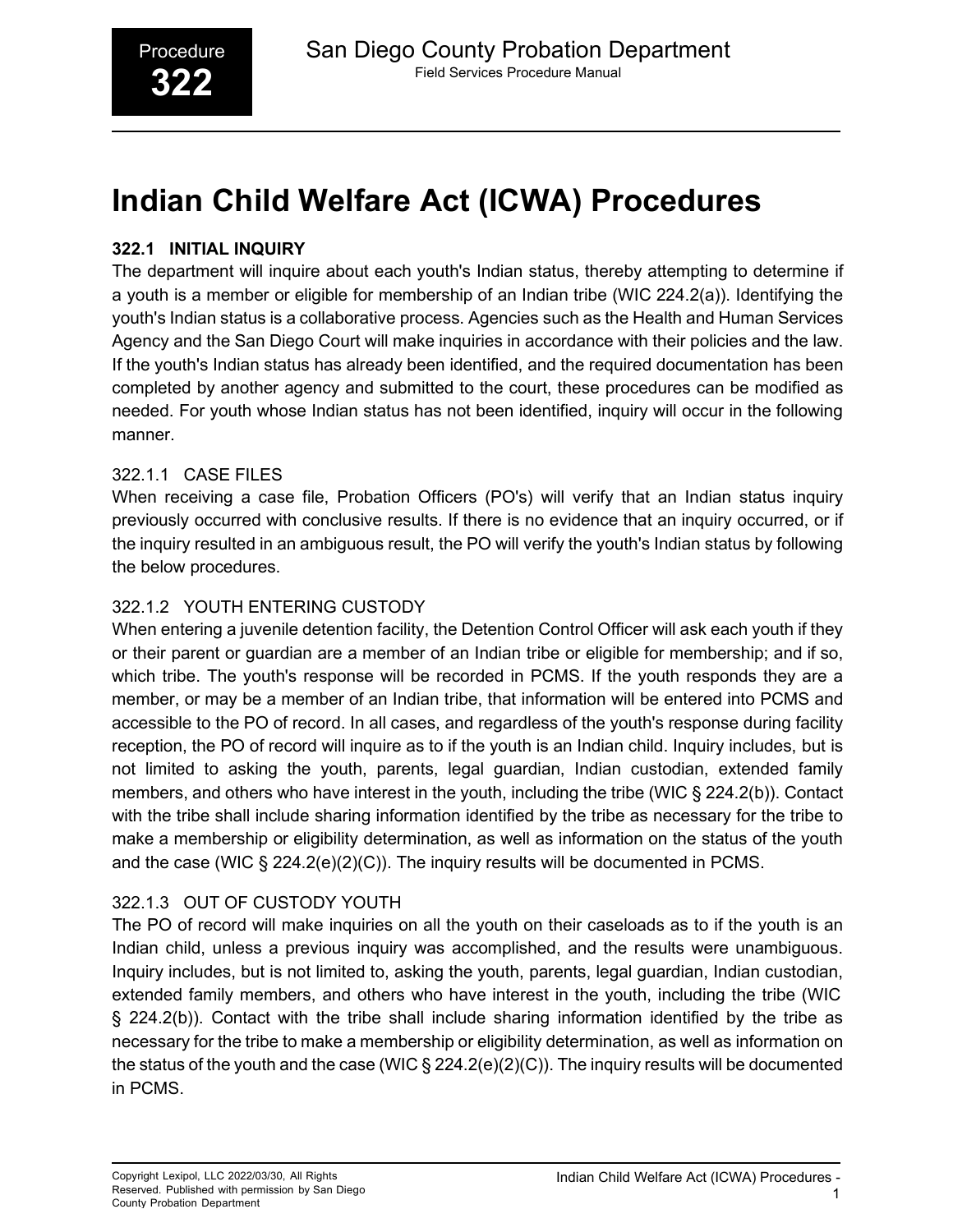# Indian Child Welfare Act (ICWA) Procedures

## 322.1 INITIAL INQUIRY

The department will inquire about each youth's Indian status, thereby attempting to determine if a youth is a member or eligible for membership of an Indian tribe (WIC 224.2(a)). Identifying the youth's Indian status is a collaborative process. Agencies such as the Health and Human Services Agency and the San Diego Court will make inquiries in accordance with their policies and the law. If the youth's Indian status has already been identified, and the required documentation has been completed by another agency and submitted to the court, these procedures can be modified as needed. For youth whose Indian status has not been identified, inquiry will occur in the following manner.

### 322.1.1 CASE FILES

When receiving a case file, Probation Officers (PO's) will verify that an Indian status inquiry previously occurred with conclusive results. If there is no evidence that an inquiry occurred, or if the inquiry resulted in an ambiguous result, the PO will verify the youth's Indian status by following the below procedures.

### 322.1.2 YOUTH ENTERING CUSTODY

When entering a juvenile detention facility, the Detention Control Officer will ask each youth if they or their parent or guardian are a member of an Indian tribe or eligible for membership; and if so, which tribe. The youth's response will be recorded in PCMS. If the youth responds they are a member, or may be a member of an Indian tribe, that information will be entered into PCMS and accessible to the PO of record. In all cases, and regardless of the youth's response during facility reception, the PO of record will inquire as to if the youth is an Indian child. Inquiry includes, but is not limited to asking the youth, parents, legal guardian, Indian custodian, extended family members, and others who have interest in the youth, including the tribe (WIC § 224.2(b)). Contact with the tribe shall include sharing information identified by the tribe as necessary for the tribe to make a membership or eligibility determination, as well as information on the status of the youth and the case (WIC § 224.2(e)(2)(C)). The inquiry results will be documented in PCMS.

### 322.1.3 OUT OF CUSTODY YOUTH

The PO of record will make inquiries on all the youth on their caseloads as to if the youth is an Indian child, unless a previous inquiry was accomplished, and the results were unambiguous. Inquiry includes, but is not limited to, asking the youth, parents, legal guardian, Indian custodian, extended family members, and others who have interest in the youth, including the tribe (WIC § 224.2(b)). Contact with the tribe shall include sharing information identified by the tribe as necessary for the tribe to make a membership or eligibility determination, as well as information on the status of the youth and the case (WIC § 224.2(e)(2)(C)). The inquiry results will be documented in PCMS.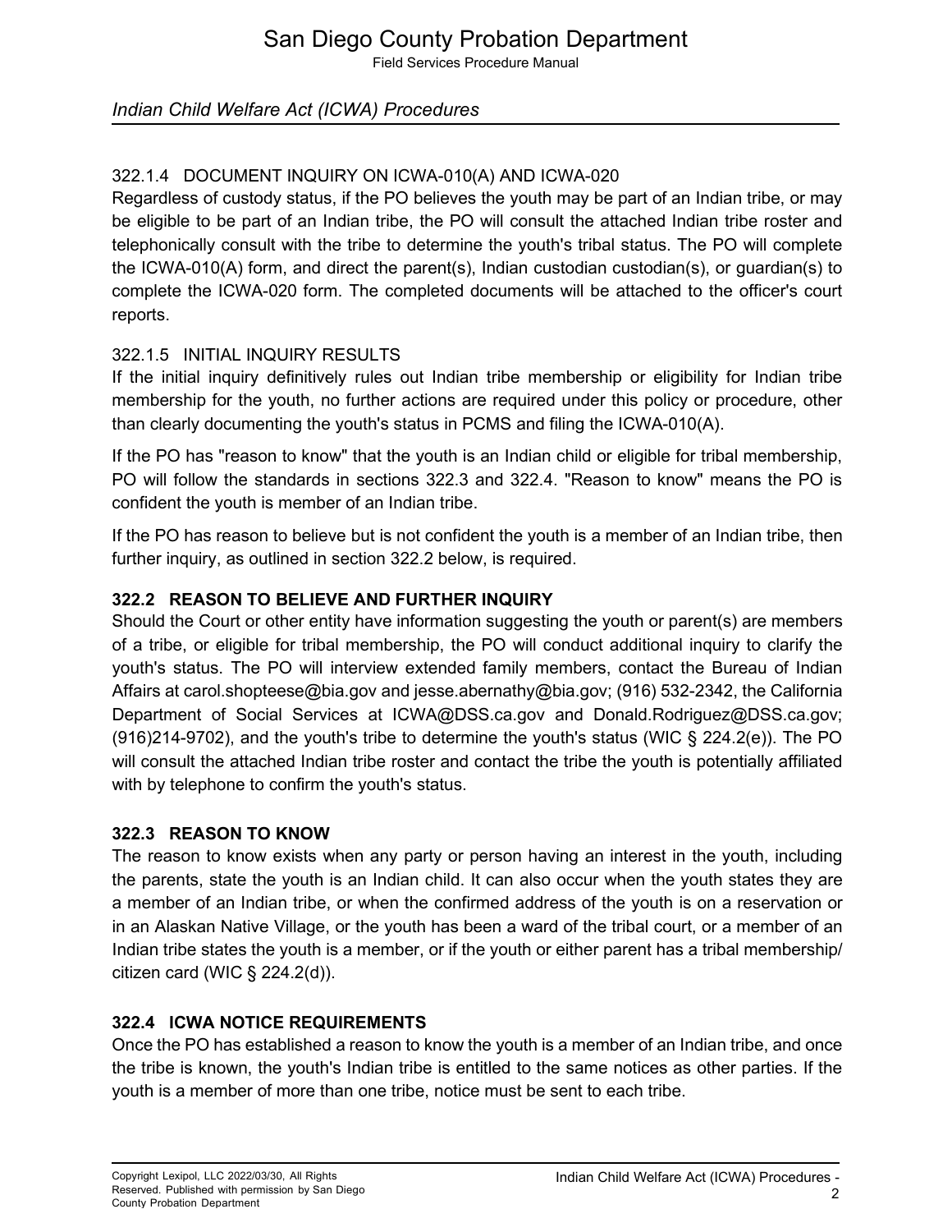### 322.1.4 DOCUMENT INQUIRY ON ICWA-010(A) AND ICWA-020

Regardless of custody status, if the PO believes the youth may be part of an Indian tribe, or may be eligible to be part of an Indian tribe, the PO will consult the attached Indian tribe roster and telephonically consult with the tribe to determine the youth's tribal status. The PO will complete the ICWA-010(A) form, and direct the parent(s), Indian custodian custodian(s), or guardian(s) to complete the ICWA-020 form. The completed documents will be attached to the officer's court reports.

### 322.1.5 INITIAL INQUIRY RESULTS

If the initial inquiry definitively rules out Indian tribe membership or eligibility for Indian tribe membership for the youth, no further actions are required under this policy or procedure, other than clearly documenting the youth's status in PCMS and filing the ICWA-010(A).

If the PO has "reason to know" that the youth is an Indian child or eligible for tribal membership, PO will follow the standards in sections 322.3 and 322.4. "Reason to know" means the PO is confident the youth is member of an Indian tribe.

If the PO has reason to believe but is not confident the youth is a member of an Indian tribe, then further inquiry, as outlined in section 322.2 below, is required.

## 322.2 REASON TO BELIEVE AND FURTHER INQUIRY

Should the Court or other entity have information suggesting the youth or parent(s) are members of a tribe, or eligible for tribal membership, the PO will conduct additional inquiry to clarify the youth's status. The PO will interview extended family members, contact the Bureau of Indian Affairs at carol.shopteese@bia.gov and jesse.abernathy@bia.gov; (916) 532-2342, the California Department of Social Services at ICWA@DSS.ca.gov and Donald.Rodriguez@DSS.ca.gov; (916)214-9702), and the youth's tribe to determine the youth's status (WIC § 224.2(e)). The PO will consult the attached Indian tribe roster and contact the tribe the youth is potentially affiliated with by telephone to confirm the youth's status.

## 322.3 REASON TO KNOW

The reason to know exists when any party or person having an interest in the youth, including the parents, state the youth is an Indian child. It can also occur when the youth states they are a member of an Indian tribe, or when the confirmed address of the youth is on a reservation or in an Alaskan Native Village, or the youth has been a ward of the tribal court, or a member of an Indian tribe states the youth is a member, or if the youth or either parent has a tribal membership/ citizen card (WIC § 224.2(d)).

## 322.4 ICWA NOTICE REQUIREMENTS

Once the PO has established a reason to know the youth is a member of an Indian tribe, and once the tribe is known, the youth's Indian tribe is entitled to the same notices as other parties. If the youth is a member of more than one tribe, notice must be sent to each tribe.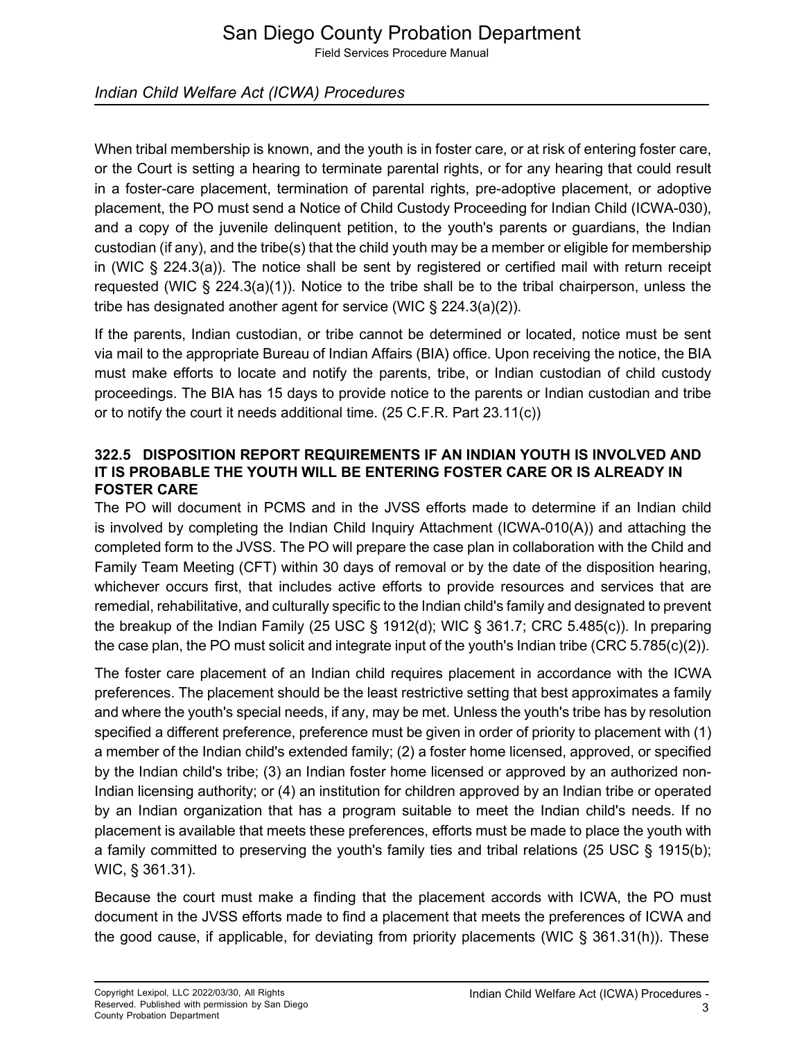When tribal membership is known, and the youth is in foster care, or at risk of entering foster care, or the Court is setting a hearing to terminate parental rights, or for any hearing that could result in a foster-care placement, termination of parental rights, pre-adoptive placement, or adoptive placement, the PO must send a Notice of Child Custody Proceeding for Indian Child (ICWA-030), and a copy of the juvenile delinquent petition, to the youth's parents or guardians, the Indian custodian (if any), and the tribe(s) that the child youth may be a member or eligible for membership in (WIC § 224.3(a)). The notice shall be sent by registered or certified mail with return receipt requested (WIC § 224.3(a)(1)). Notice to the tribe shall be to the tribal chairperson, unless the tribe has designated another agent for service (WIC § 224.3(a)(2)).

If the parents, Indian custodian, or tribe cannot be determined or located, notice must be sent via mail to the appropriate Bureau of Indian Affairs (BIA) office. Upon receiving the notice, the BIA must make efforts to locate and notify the parents, tribe, or Indian custodian of child custody proceedings. The BIA has 15 days to provide notice to the parents or Indian custodian and tribe or to notify the court it needs additional time. (25 C.F.R. Part 23.11(c))

### 322.5 DISPOSITION REPORT REQUIREMENTS IF AN INDIAN YOUTH IS INVOLVED AND IT IS PROBABLE THE YOUTH WILL BE ENTERING FOSTER CARE OR IS ALREADY IN FOSTER CARE

The PO will document in PCMS and in the JVSS efforts made to determine if an Indian child is involved by completing the Indian Child Inquiry Attachment (ICWA-010(A)) and attaching the completed form to the JVSS. The PO will prepare the case plan in collaboration with the Child and Family Team Meeting (CFT) within 30 days of removal or by the date of the disposition hearing, whichever occurs first, that includes active efforts to provide resources and services that are remedial, rehabilitative, and culturally specific to the Indian child's family and designated to prevent the breakup of the Indian Family (25 USC § 1912(d); WIC § 361.7; CRC 5.485(c)). In preparing the case plan, the PO must solicit and integrate input of the youth's Indian tribe (CRC 5.785(c)(2)).

The foster care placement of an Indian child requires placement in accordance with the ICWA preferences. The placement should be the least restrictive setting that best approximates a family and where the youth's special needs, if any, may be met. Unless the youth's tribe has by resolution specified a different preference, preference must be given in order of priority to placement with (1) a member of the Indian child's extended family; (2) a foster home licensed, approved, or specified by the Indian child's tribe; (3) an Indian foster home licensed or approved by an authorized non-Indian licensing authority; or (4) an institution for children approved by an Indian tribe or operated by an Indian organization that has a program suitable to meet the Indian child's needs. If no placement is available that meets these preferences, efforts must be made to place the youth with a family committed to preserving the youth's family ties and tribal relations (25 USC § 1915(b); WIC, § 361.31).

Because the court must make a finding that the placement accords with ICWA, the PO must document in the JVSS efforts made to find a placement that meets the preferences of ICWA and the good cause, if applicable, for deviating from priority placements (WIC § 361.31(h)). These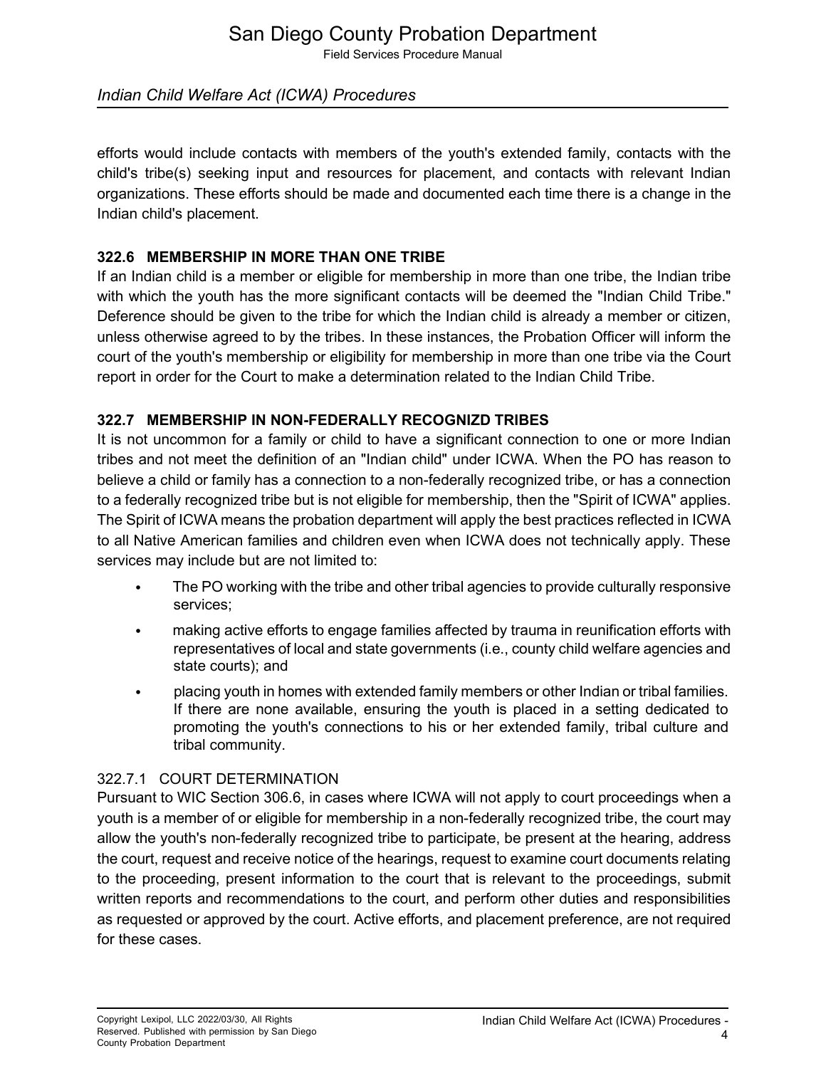efforts would include contacts with members of the youth's extended family, contacts with the child's tribe(s) seeking input and resources for placement, and contacts with relevant Indian organizations. These efforts should be made and documented each time there is a change in the Indian child's placement.

## 322.6 MEMBERSHIP IN MORE THAN ONE TRIBE

If an Indian child is a member or eligible for membership in more than one tribe, the Indian tribe with which the youth has the more significant contacts will be deemed the "Indian Child Tribe." Deference should be given to the tribe for which the Indian child is already a member or citizen, unless otherwise agreed to by the tribes. In these instances, the Probation Officer will inform the court of the youth's membership or eligibility for membership in more than one tribe via the Court report in order for the Court to make a determination related to the Indian Child Tribe.

## 322.7 MEMBERSHIP IN NON-FEDERALLY RECOGNIZD TRIBES

It is not uncommon for a family or child to have a significant connection to one or more Indian tribes and not meet the definition of an "Indian child" under ICWA. When the PO has reason to believe a child or family has a connection to a non-federally recognized tribe, or has a connection to a federally recognized tribe but is not eligible for membership, then the "Spirit of ICWA" applies. The Spirit of ICWA means the probation department will apply the best practices reflected in ICWA to all Native American families and children even when ICWA does not technically apply. These services may include but are not limited to:

- The PO working with the tribe and other tribal agencies to provide culturally responsive services;
- making active efforts to engage families affected by trauma in reunification efforts with representatives of local and state governments (i.e., county child welfare agencies and state courts); and
- placing youth in homes with extended family members or other Indian or tribal families. If there are none available, ensuring the youth is placed in a setting dedicated to promoting the youth's connections to his or her extended family, tribal culture and tribal community.

### 322.7.1 COURT DETERMINATION

Pursuant to WIC Section 306.6, in cases where ICWA will not apply to court proceedings when a youth is a member of or eligible for membership in a non-federally recognized tribe, the court may allow the youth's non-federally recognized tribe to participate, be present at the hearing, address the court, request and receive notice of the hearings, request to examine court documents relating to the proceeding, present information to the court that is relevant to the proceedings, submit written reports and recommendations to the court, and perform other duties and responsibilities as requested or approved by the court. Active efforts, and placement preference, are not required for these cases.